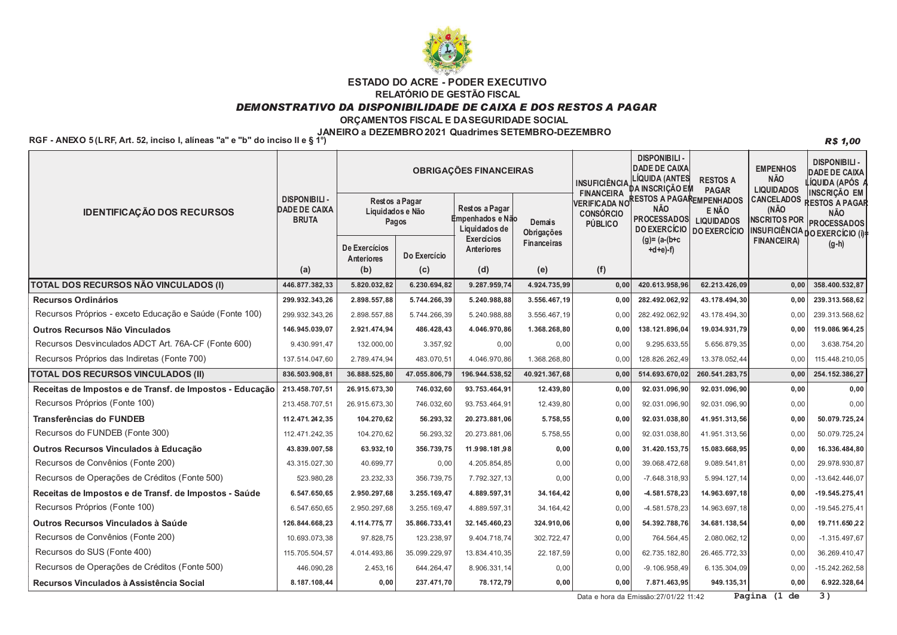# ESTADO DO ACRE - PODER EXECUTIVO

## RELATÓRIO DE GESTÃO FISCAL

### *DEMONSTRATIVO DA DISPONIBILIDADE DE CAIXA E DOS RESTOS A PAGAR*

ORÇAMENTOS FISCAL E DA SEGURIDADE SOCIAL

JANEIRO a DEZEMBRO 2021 Quadrimes SETEMBRO-DEZEMBRO

RGF - ANEXO 5 (LRF, Art. 52, inciso I, alíneas "a" e "b" do inciso II e § 1°)

*R$ 1,00*

| IDENTIFICAÇÃO DOS RECURSOS | DISPONIBILIDADE DE CAIXA BRUTA | OBRIGAÇÕES FINANCEIRAS | | | | INSUFICIÊNCIA FINANCEIRA VERIFICADA NO CONSÓRCIO PÚBLICO | DISPONIBILIDADE DE CAIXA LÍQUIDA (ANTES DA INSCRIÇÃO EM RESTOS A PAGAR NÃO PROCESSADOS DO EXERCÍCIO (g)= (a-(b+c+d+e)-f) | RESTOS A PAGAR EMPENHADOS E NÃO LIQUIDADOS DO EXERCÍCIO | EMPENHOS NÃO LIQUIDADOS CANCELADOS (NÃO INSCRITOS POR INSUFICIÊNCIA FINANCEIRA) | DISPONIBILIDADE DE CAIXA LÍQUIDA (APÓS A INSCRIÇÃO EM RESTOS A PAGAR NÃO PROCESSADOS DO EXERCÍCIO (i)= (g-h) |
|---|---|---|---|---|---|---|---|---|---|---|
| | | Restos a Pagar Liquidados e Não Pagos | | Restos a Pagar Empenhados e Não Liquidados de Exercícios Anteriores | Demais Obrigações Financeiras | | | | | |
| | | De Exercícios Anteriores | Do Exercício | | | | | | | |
| | (a) | (b) | (c) | (d) | (e) | (f) | | | | |
| **TOTAL DOS RECURSOS NÃO VINCULADOS (I)** | **446.877.382,33** | **5.820.032,82** | **6.230.694,82** | **9.287.959,74** | **4.924.735,99** | **0,00** | **420.613.958,96** | **62.213.426,09** | **0,00** | **358.400.532,87** |
| **Recursos Ordinários** | **299.932.343,26** | **2.898.557,88** | **5.744.266,39** | **5.240.988,88** | **3.556.467,19** | **0,00** | **282.492.062,92** | **43.178.494,30** | **0,00** | **239.313.568,62** |
| Recursos Próprios - exceto Educação e Saúde (Fonte 100) | 299.932.343,26 | 2.898.557,88 | 5.744.266,39 | 5.240.988,88 | 3.556.467,19 | 0,00 | 282.492.062,92 | 43.178.494,30 | 0,00 | 239.313.568,62 |
| **Outros Recursos Não Vinculados** | **146.945.039,07** | **2.921.474,94** | **486.428,43** | **4.046.970,86** | **1.368.268,80** | **0,00** | **138.121.896,04** | **19.034.931,79** | **0,00** | **119.086.964,25** |
| Recursos Desvinculados ADCT Art. 76A-CF (Fonte 600) | 9.430.991,47 | 132.000,00 | 3.357,92 | 0,00 | 0,00 | 0,00 | 9.295.633,55 | 5.656.879,35 | 0,00 | 3.638.754,20 |
| Recursos Próprios das Indiretas (Fonte 700) | 137.514.047,60 | 2.789.474,94 | 483.070,51 | 4.046.970,86 | 1.368.268,80 | 0,00 | 128.826.262,49 | 13.378.052,44 | 0,00 | 115.448.210,05 |
| **TOTAL DOS RECURSOS VINCULADOS (II)** | **836.503.908,81** | **36.888.525,80** | **47.055.806,79** | **196.944.538,52** | **40.921.367,68** | **0,00** | **514.693.670,02** | **260.541.283,75** | **0,00** | **254.152.386,27** |
| **Receitas de Impostos e de Transf. de Impostos - Educação** | **213.458.707,51** | **26.915.673,30** | **746.032,60** | **93.753.464,91** | **12.439,80** | **0,00** | **92.031.096,90** | **92.031.096,90** | **0,00** | **0,00** |
| Recursos Próprios (Fonte 100) | 213.458.707,51 | 26.915.673,30 | 746.032,60 | 93.753.464,91 | 12.439,80 | 0,00 | 92.031.096,90 | 92.031.096,90 | 0,00 | 0,00 |
| **Transferências do FUNDEB** | **112.471.242,35** | **104.270,62** | **56.293,32** | **20.273.881,06** | **5.758,55** | **0,00** | **92.031.038,80** | **41.951.313,56** | **0,00** | **50.079.725,24** |
| Recursos do FUNDEB (Fonte 300) | 112.471.242,35 | 104.270,62 | 56.293,32 | 20.273.881,06 | 5.758,55 | 0,00 | 92.031.038,80 | 41.951.313,56 | 0,00 | 50.079.725,24 |
| **Outros Recursos Vinculados à Educação** | **43.839.007,58** | **63.932,10** | **356.739,75** | **11.998.181,98** | **0,00** | **0,00** | **31.420.153,75** | **15.083.668,95** | **0,00** | **16.336.484,80** |
| Recursos de Convênios (Fonte 200) | 43.315.027,30 | 40.699,77 | 0,00 | 4.205.854,85 | 0,00 | 0,00 | 39.068.472,68 | 9.089.541,81 | 0,00 | 29.978.930,87 |
| Recursos de Operações de Créditos (Fonte 500) | 523.980,28 | 23.232,33 | 356.739,75 | 7.792.327,13 | 0,00 | 0,00 | -7.648.318,93 | 5.994.127,14 | 0,00 | -13.642.446,07 |
| **Receitas de Impostos e de Transf. de Impostos - Saúde** | **6.547.650,65** | **2.950.297,68** | **3.255.169,47** | **4.889.597,31** | **34.164,42** | **0,00** | **-4.581.578,23** | **14.963.697,18** | **0,00** | **-19.545.275,41** |
| Recursos Próprios (Fonte 100) | 6.547.650,65 | 2.950.297,68 | 3.255.169,47 | 4.889.597,31 | 34.164,42 | 0,00 | -4.581.578,23 | 14.963.697,18 | 0,00 | -19.545.275,41 |
| **Outros Recursos Vinculados à Saúde** | **126.844.668,23** | **4.114.775,77** | **35.866.733,41** | **32.145.460,23** | **324.910,06** | **0,00** | **54.392.788,76** | **34.681.138,54** | **0,00** | **19.711.650,22** |
| Recursos de Convênios (Fonte 200) | 10.693.073,38 | 97.828,75 | 123.238,97 | 9.404.718,74 | 302.722,47 | 0,00 | 764.564,45 | 2.080.062,12 | 0,00 | -1.315.497,67 |
| Recursos do SUS (Fonte 400) | 115.705.504,57 | 4.014.493,86 | 35.099.229,97 | 13.834.410,35 | 22.187,59 | 0,00 | 62.735.182,80 | 26.465.772,33 | 0,00 | 36.269.410,47 |
| Recursos de Operações de Créditos (Fonte 500) | 446.090,28 | 2.453,16 | 644.264,47 | 8.906.331,14 | 0,00 | 0,00 | -9.106.958,49 | 6.135.304,09 | 0,00 | -15.242.262,58 |
| **Recursos Vinculados à Assistência Social** | **8.187.108,44** | **0,00** | **237.471,70** | **78.172,79** | **0,00** | **0,00** | **7.871.463,95** | **949.135,31** | **0,00** | **6.922.328,64** |

Data e hora da Emissão:27/01/22 11:42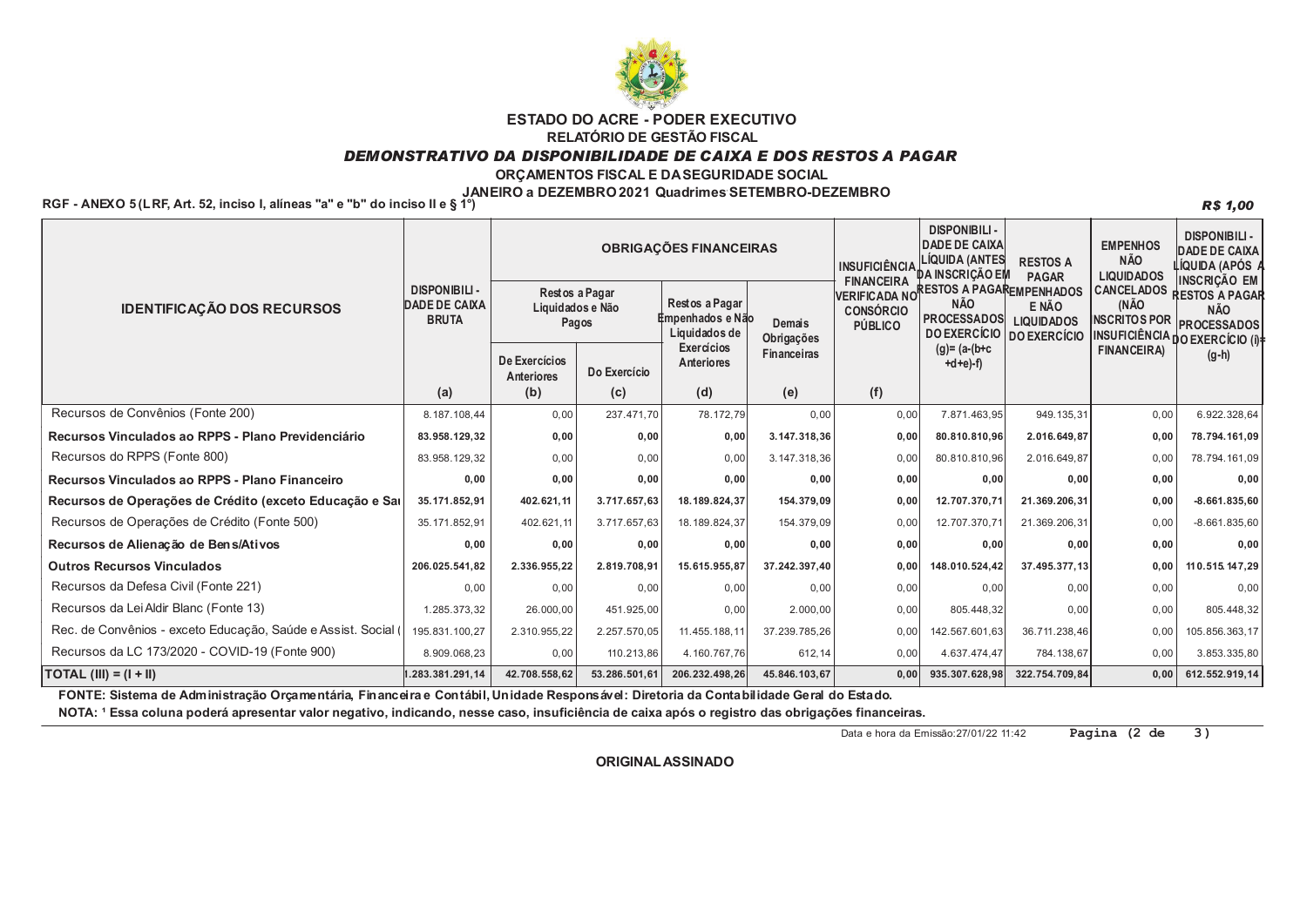# ESTADO DO ACRE - PODER EXECUTIVO

## RELATÓRIO DE GESTÃO FISCAL

### *DEMONSTRATIVO DA DISPONIBILIDADE DE CAIXA E DOS RESTOS A PAGAR*

ORÇAMENTOS FISCAL E DA SEGURIDADE SOCIAL

JANEIRO a DEZEMBRO 2021 Quadrimes SETEMBRO-DEZEMBRO

RGF - ANEXO 5 (LRF, Art. 52, inciso I, alíneas "a" e "b" do inciso II e § 1º)

*R$ 1,00*

| IDENTIFICAÇÃO DOS RECURSOS | DISPONIBILIDADE DE CAIXA BRUTA | OBRIGAÇÕES FINANCEIRAS | | | | INSUFICIÊNCIA FINANCEIRA VERIFICADA NO CONSÓRCIO PÚBLICO | DISPONIBILIDADE DE CAIXA LÍQUIDA (ANTES DA INSCRIÇÃO EM RESTOS A PAGAR NÃO PROCESSADOS DO EXERCÍCIO | RESTOS A PAGAR EMPENHADOS E NÃO LIQUIDADOS DO EXERCÍCIO | EMPENHOS NÃO LIQUIDADOS CANCELADOS (NÃO INSCRITOS POR INSUFICIÊNCIA FINANCEIRA) | DISPONIBILIDADE DE CAIXA LÍQUIDA (APÓS A INSCRIÇÃO EM RESTOS A PAGAR NÃO PROCESSADOS DO EXERCÍCIO (i)= |
|---|---|---|---|---|---|---|---|---|---|---|
| | | Restos a Pagar Liquidados e Não Pagos | | Restos a Pagar Empenhados e Não Liquidados de Exercícios Anteriores | Demais Obrigações Financeiras | | | | | |
| | | De Exercícios Anteriores | Do Exercício | | | | | | | |
| | (a) | (b) | (c) | (d) | (e) | (f) | (g)= (a-(b+c+d+e)-f) | | | (g-h) |
| Recursos de Convênios (Fonte 200) | 8.187.108,44 | 0,00 | 237.471,70 | 78.172,79 | 0,00 | 0,00 | 7.871.463,95 | 949.135,31 | 0,00 | 6.922.328,64 |
| **Recursos Vinculados ao RPPS - Plano Previdenciário** | **83.958.129,32** | **0,00** | **0,00** | **0,00** | **3.147.318,36** | **0,00** | **80.810.810,96** | **2.016.649,87** | **0,00** | **78.794.161,09** |
| Recursos do RPPS (Fonte 800) | 83.958.129,32 | 0,00 | 0,00 | 0,00 | 3.147.318,36 | 0,00 | 80.810.810,96 | 2.016.649,87 | 0,00 | 78.794.161,09 |
| **Recursos Vinculados ao RPPS - Plano Financeiro** | **0,00** | **0,00** | **0,00** | **0,00** | **0,00** | **0,00** | **0,00** | **0,00** | **0,00** | **0,00** |
| **Recursos de Operações de Crédito (exceto Educação e Saú** | **35.171.852,91** | **402.621,11** | **3.717.657,63** | **18.189.824,37** | **154.379,09** | **0,00** | **12.707.370,71** | **21.369.206,31** | **0,00** | **-8.661.835,60** |
| Recursos de Operações de Crédito (Fonte 500) | 35.171.852,91 | 402.621,11 | 3.717.657,63 | 18.189.824,37 | 154.379,09 | 0,00 | 12.707.370,71 | 21.369.206,31 | 0,00 | -8.661.835,60 |
| **Recursos de Alienação de Bens/Ativos** | **0,00** | **0,00** | **0,00** | **0,00** | **0,00** | **0,00** | **0,00** | **0,00** | **0,00** | **0,00** |
| **Outros Recursos Vinculados** | **206.025.541,82** | **2.336.955,22** | **2.819.708,91** | **15.615.955,87** | **37.242.397,40** | **0,00** | **148.010.524,42** | **37.495.377,13** | **0,00** | **110.515.147,29** |
| Recursos da Defesa Civil (Fonte 221) | 0,00 | 0,00 | 0,00 | 0,00 | 0,00 | 0,00 | 0,00 | 0,00 | 0,00 | 0,00 |
| Recursos da Lei Aldir Blanc (Fonte 13) | 1.285.373,32 | 26.000,00 | 451.925,00 | 0,00 | 2.000,00 | 0,00 | 805.448,32 | 0,00 | 0,00 | 805.448,32 |
| Rec. de Convênios - exceto Educação, Saúde e Assist. Social ( | 195.831.100,27 | 2.310.955,22 | 2.257.570,05 | 11.455.188,11 | 37.239.785,26 | 0,00 | 142.567.601,63 | 36.711.238,46 | 0,00 | 105.856.363,17 |
| Recursos da LC 173/2020 - COVID-19 (Fonte 900) | 8.909.068,23 | 0,00 | 110.213,86 | 4.160.767,76 | 612,14 | 0,00 | 4.637.474,47 | 784.138,67 | 0,00 | 3.853.335,80 |
| **TOTAL (III) = (I + II)** | **1.283.381.291,14** | **42.708.558,62** | **53.286.501,61** | **206.232.498,26** | **45.846.103,67** | **0,00** | **935.307.628,98** | **322.754.709,84** | **0,00** | **612.552.919,14** |

**FONTE: Sistema de Administração Orçamentária, Financeira e Contábil, Unidade Responsável: Diretoria da Contabilidade Geral do Estado.**

**NOTA: ¹ Essa coluna poderá apresentar valor negativo, indicando, nesse caso, insuficiência de caixa após o registro das obrigações financeiras.**

Data e hora da Emissão:27/01/22 11:42

**ORIGINAL ASSINADO**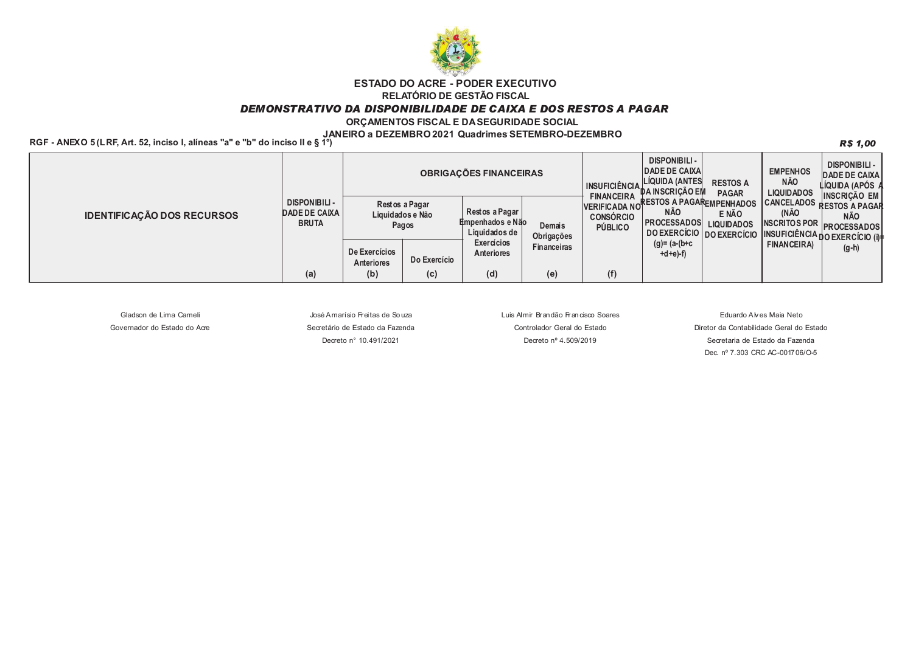# ESTADO DO ACRE - PODER EXECUTIVO

## RELATÓRIO DE GESTÃO FISCAL

### *DEMONSTRATIVO DA DISPONIBILIDADE DE CAIXA E DOS RESTOS A PAGAR*

**ORÇAMENTOS FISCAL E DA SEGURIDADE SOCIAL**

**JANEIRO a DEZEMBRO 2021 Quadrimes SETEMBRO-DEZEMBRO**

**RGF - ANEXO 5 (LRF, Art. 52, inciso I, alíneas "a" e "b" do inciso II e § 1°)**

***R$ 1,00***

| IDENTIFICAÇÃO DOS RECURSOS | DISPONIBILIDADE DE CAIXA BRUTA | OBRIGAÇÕES FINANCEIRAS | | | | INSUFICIÊNCIA FINANCEIRA VERIFICADA NO CONSÓRCIO PÚBLICO | DISPONIBILIDADE DE CAIXA LÍQUIDA (ANTES DA INSCRIÇÃO EM RESTOS A PAGAR NÃO PROCESSADOS DO EXERCÍCIO) | RESTOS A PAGAR EMPENHADOS E NÃO LIQUIDADOS DO EXERCÍCIO | EMPENHOS NÃO LIQUIDADOS CANCELADOS (NÃO INSCRITOS POR INSUFICIÊNCIA FINANCEIRA) | DISPONIBILIDADE DE CAIXA LÍQUIDA (APÓS A INSCRIÇÃO EM RESTOS A PAGAR NÃO PROCESSADOS DO EXERCÍCIO (i)=(g-h) |
|---|---|---|---|---|---|---|---|---|---|---|
| | | Restos a Pagar Liquidados e Não Pagos | | Restos a Pagar Empenhados e Não Liquidados de Exercícios Anteriores | Demais Obrigações Financeiras | | (g)= (a-(b+c+d+e)-f) | | | |
| | | De Exercícios Anteriores | Do Exercício | | | | | | | |
| | (a) | (b) | (c) | (d) | (e) | (f) | | | | |

| | | | |
|---|---|---|---|
| Gladson de Lima Cameli | José Amarísio Freitas de Souza | Luis Almir Brandão Francisco Soares | Eduardo Alves Maia Neto |
| Governador do Estado do Acre | Secretário de Estado da Fazenda | Controlador Geral do Estado | Diretor da Contabilidade Geral do Estado |
| | Decreto n° 10.491/2021 | Decreto nº 4.509/2019 | Secretaria de Estado da Fazenda |
| | | | Dec. nº 7.303 CRC AC-001706/O-5 |